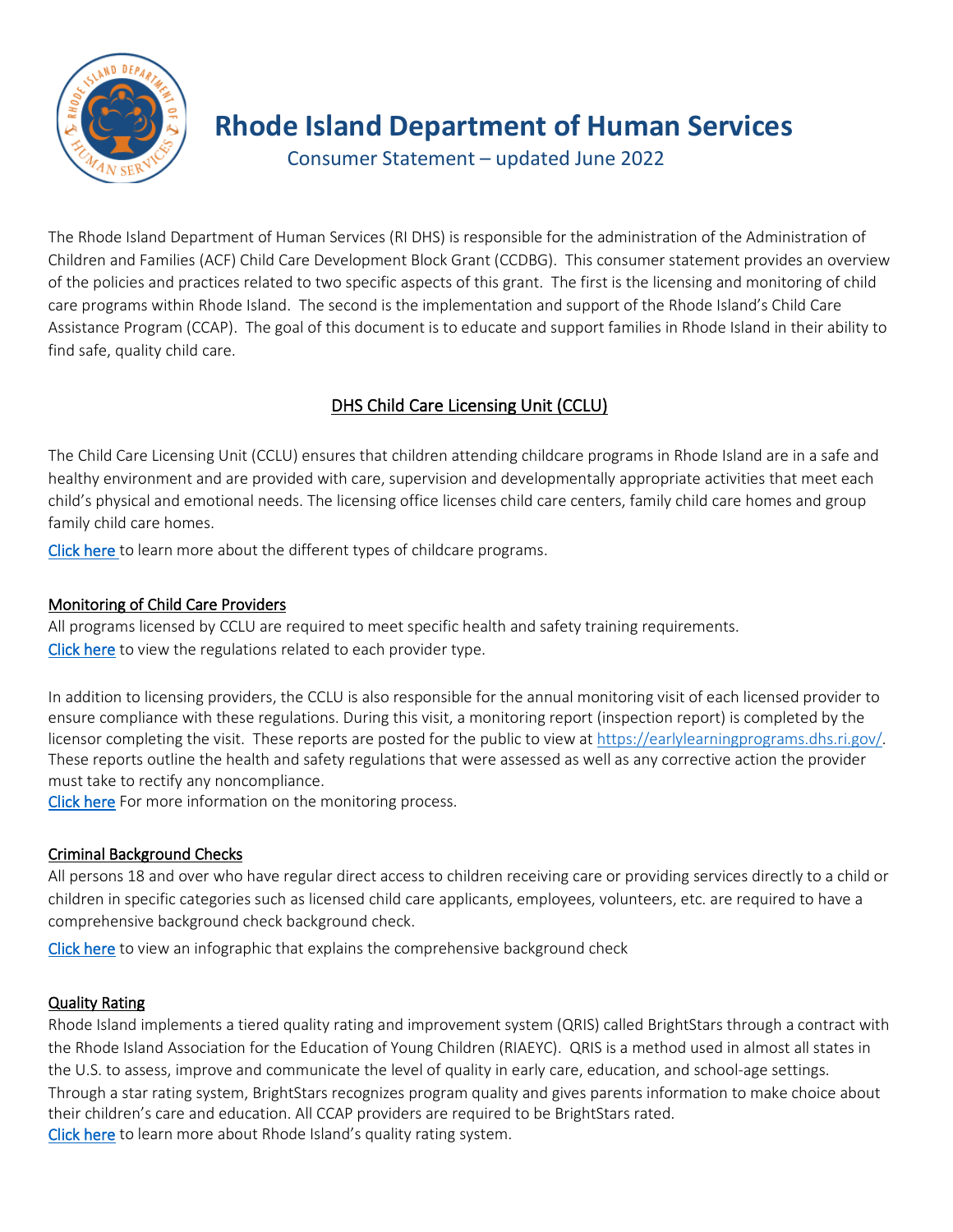# Rhode Island Department of Human Services

Consumer Statement – updated June 2022

The Rhode Island Department of Human Services (RI DHS) is responsible for the administration of the Administration of Children and Families (ACF) Child Care Development Block Grant (CCDBG). This consumer statement provides an overview of the policies and practices related to two specific aspects of this grant. The first is the licensing and monitoring of child care programs within Rhode Island. The second is the implementation and support of the Rhode Island's Child Care Assistance Program (CCAP). The goal of this document is to educate and support families in Rhode Island in their ability to find safe, quality child care.

## DHS Child Care Licensing Unit (CCLU)

The Child Care Licensing Unit (CCLU) ensures that children attending childcare programs in Rhode Island are in a safe and healthy environment and are provided with care, supervision and developmentally appropriate activities that meet each child's physical and emotional needs. The licensing office licenses child care centers, family child care homes and group family child care homes.

Click here to learn more about the different types of childcare programs.

### Monitoring of Child Care Providers

All programs licensed by CCLU are required to meet specific health and safety training requirements. Click here to view the regulations related to each provider type.

In addition to licensing providers, the CCLU is also responsible for the annual monitoring visit of each licensed provider to ensure compliance with these regulations. During this visit, a monitoring report (inspection report) is completed by the licensor completing the visit. These reports are posted for the public to view at https://earlylearningprograms.dhs.ri.gov/. These reports outline the health and safety regulations that were assessed as well as any corrective action the provider must take to rectify any noncompliance.

Click here For more information on the monitoring process.

### Criminal Background Checks

All persons 18 and over who have regular direct access to children receiving care or providing services directly to a child or children in specific categories such as licensed child care applicants, employees, volunteers, etc. are required to have a comprehensive background check background check.

Click here to view an infographic that explains the comprehensive background check

### Quality Rating

Rhode Island implements a tiered quality rating and improvement system (QRIS) called BrightStars through a contract with the Rhode Island Association for the Education of Young Children (RIAEYC). QRIS is a method used in almost all states in the U.S. to assess, improve and communicate the level of quality in early care, education, and school-age settings. Through a star rating system, BrightStars recognizes program quality and gives parents information to make choice about their children's care and education. All CCAP providers are required to be BrightStars rated.

Click here to learn more about Rhode Island's quality rating system.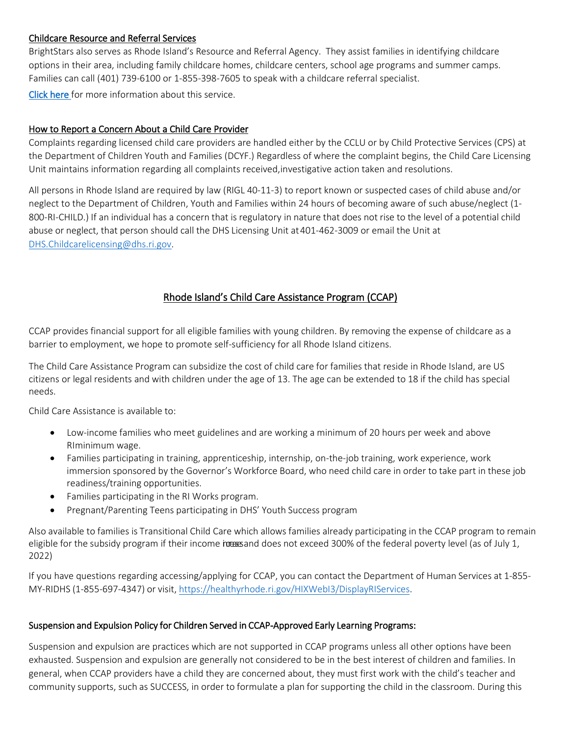## Childcare Resource and Referral Services

BrightStars also serves as Rhode Island's Resource and Referral Agency. They assist families in identifying childcare options in their area, including family childcare homes, childcare centers, school age programs and summer camps. Families can call (401) 739-6100 or 1-855-398-7605 to speak with a childcare referral specialist.

Click here for more information about this service.

## How to Report a Concern About a Child Care Provider

Complaints regarding licensed child care providers are handled either by the CCLU or by Child Protective Services (CPS) at the Department of Children Youth and Families (DCYF.) Regardless of where the complaint begins, the Child Care Licensing Unit maintains information regarding all complaints received,investigative action taken and resolutions.

All persons in Rhode Island are required by law (RIGL 40-11-3) to report known or suspected cases of child abuse and/or neglect to the Department of Children, Youth and Families within 24 hours of becoming aware of such abuse/neglect (1-800-RI-CHILD.) If an individual has a concern that is regulatory in nature that does not rise to the level of a potential child abuse or neglect, that person should call the DHS Licensing Unit at 401-462-3009 or email the Unit at DHS.Childcarelicensing@dhs.ri.gov.

# Rhode Island's Child Care Assistance Program (CCAP)

CCAP provides financial support for all eligible families with young children. By removing the expense of childcare as a barrier to employment, we hope to promote self-sufficiency for all Rhode Island citizens.

The Child Care Assistance Program can subsidize the cost of child care for families that reside in Rhode Island, are US citizens or legal residents and with children under the age of 13. The age can be extended to 18 if the child has special needs.

Child Care Assistance is available to:

- Low-income families who meet guidelines and are working a minimum of 20 hours per week and above RIminimum wage.
- Families participating in training, apprenticeship, internship, on-the-job training, work experience, work immersion sponsored by the Governor's Workforce Board, who need child care in order to take part in these job readiness/training opportunities.
- Families participating in the RI Works program.
- Pregnant/Parenting Teens participating in DHS' Youth Success program

Also available to families is Transitional Child Care which allows families already participating in the CCAP program to remain eligible for the subsidy program if their income increases and does not exceed 300% of the federal poverty level (as of July 1, 2022)

If you have questions regarding accessing/applying for CCAP, you can contact the Department of Human Services at 1-855-MY-RIDHS (1-855-697-4347) or visit, https://healthyrhode.ri.gov/HIXWebI3/DisplayRIServices.

## Suspension and Expulsion Policy for Children Served in CCAP-Approved Early Learning Programs:

Suspension and expulsion are practices which are not supported in CCAP programs unless all other options have been exhausted. Suspension and expulsion are generally not considered to be in the best interest of children and families. In general, when CCAP providers have a child they are concerned about, they must first work with the child's teacher and community supports, such as SUCCESS, in order to formulate a plan for supporting the child in the classroom. During this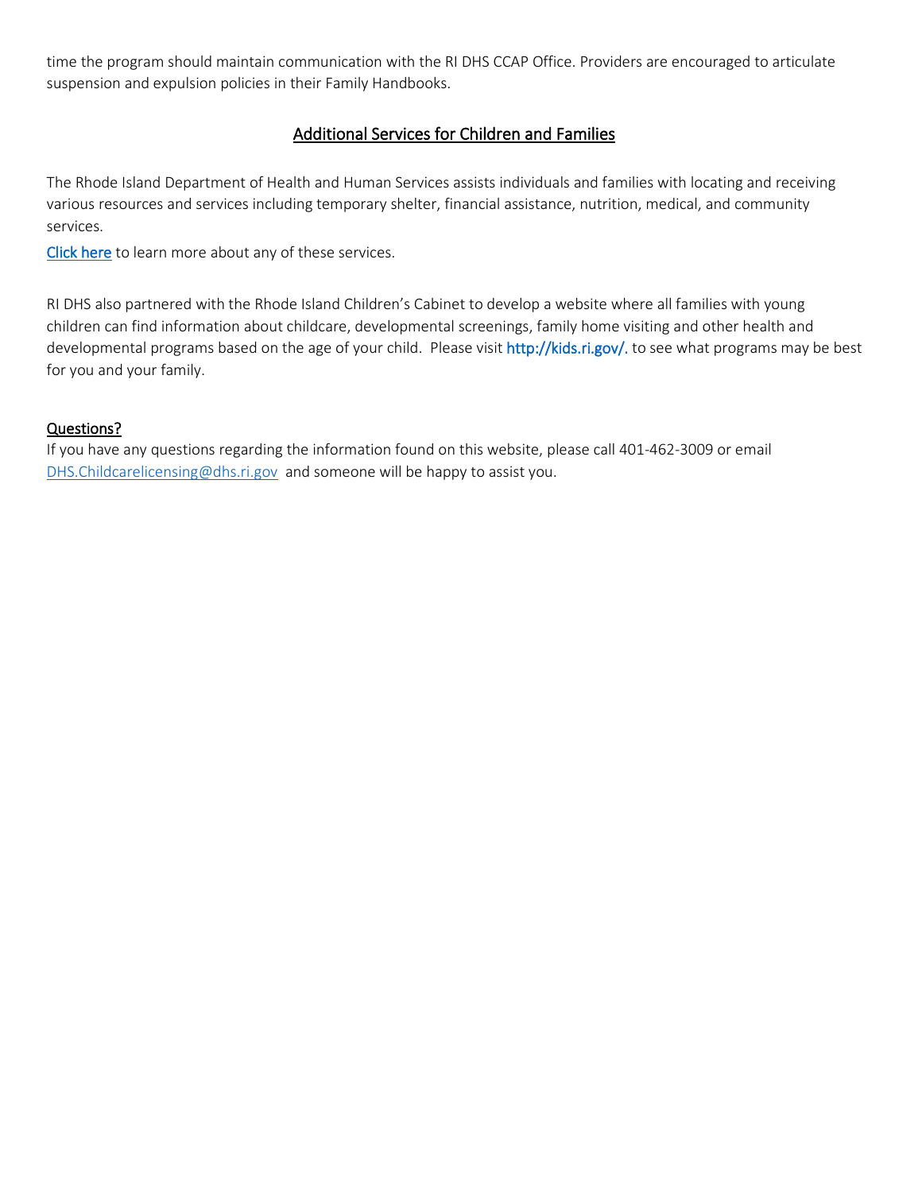time the program should maintain communication with the RI DHS CCAP Office. Providers are encouraged to articulate suspension and expulsion policies in their Family Handbooks.

## Additional Services for Children and Families

The Rhode Island Department of Health and Human Services assists individuals and families with locating and receiving various resources and services including temporary shelter, financial assistance, nutrition, medical, and community services.

Click here to learn more about any of these services.

RI DHS also partnered with the Rhode Island Children's Cabinet to develop a website where all families with young children can find information about childcare, developmental screenings, family home visiting and other health and developmental programs based on the age of your child. Please visit http://kids.ri.gov/. to see what programs may be best for you and your family.

### Questions?

If you have any questions regarding the information found on this website, please call 401-462-3009 or email DHS.Childcarelicensing@dhs.ri.gov and someone will be happy to assist you.